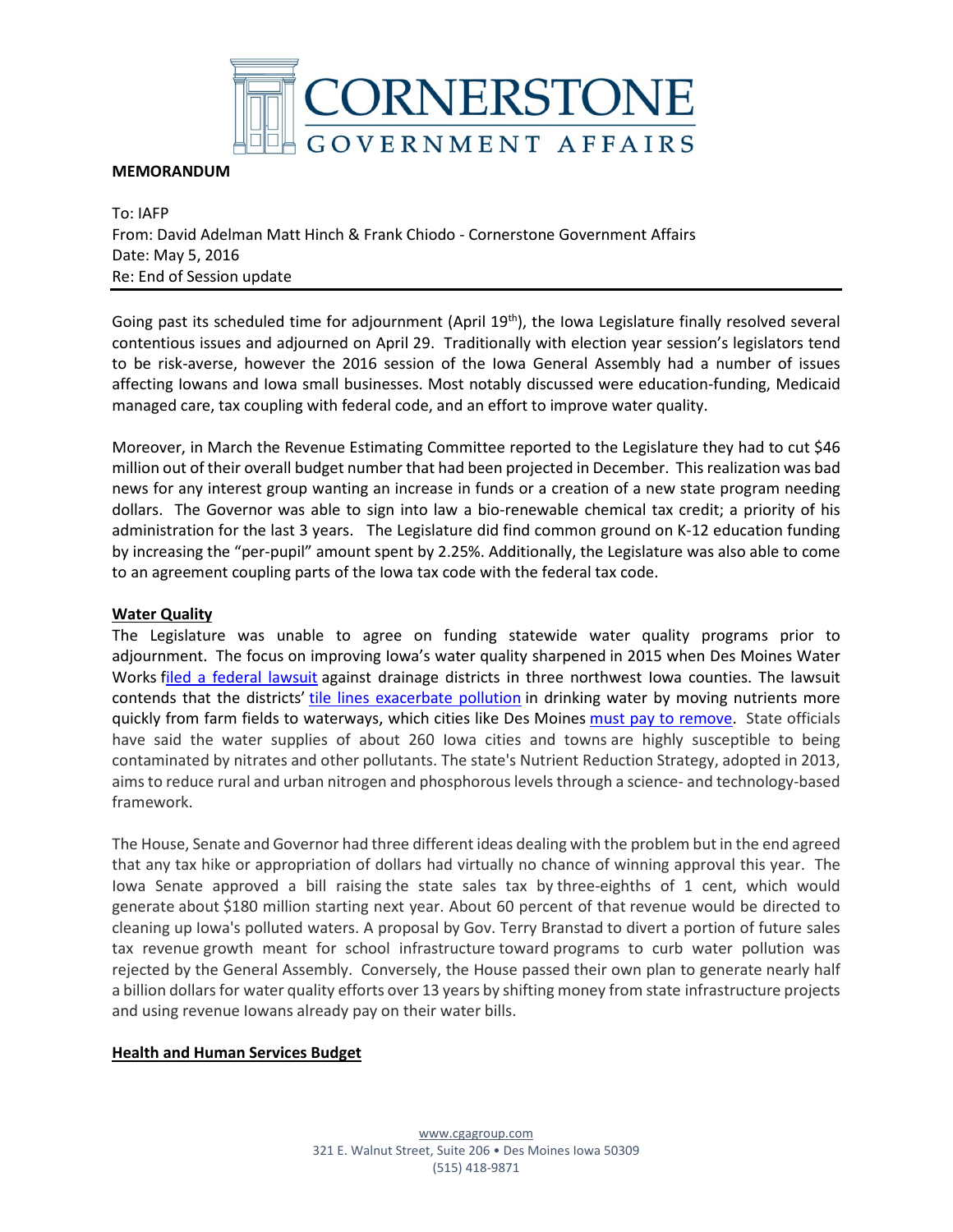# CORNERSTONE GOVERNMENT AFFAIRS

**MEMORANDUM**

To: IAFP
From: David Adelman Matt Hinch & Frank Chiodo - Cornerstone Government Affairs
Date: May 5, 2016
Re: End of Session update

---

Going past its scheduled time for adjournment (April 19th), the Iowa Legislature finally resolved several contentious issues and adjourned on April 29. Traditionally with election year session's legislators tend to be risk-averse, however the 2016 session of the Iowa General Assembly had a number of issues affecting Iowans and Iowa small businesses. Most notably discussed were education-funding, Medicaid managed care, tax coupling with federal code, and an effort to improve water quality.

Moreover, in March the Revenue Estimating Committee reported to the Legislature they had to cut $46 million out of their overall budget number that had been projected in December. This realization was bad news for any interest group wanting an increase in funds or a creation of a new state program needing dollars. The Governor was able to sign into law a bio-renewable chemical tax credit; a priority of his administration for the last 3 years. The Legislature did find common ground on K-12 education funding by increasing the "per-pupil" amount spent by 2.25%. Additionally, the Legislature was also able to come to an agreement coupling parts of the Iowa tax code with the federal tax code.

## Water Quality

The Legislature was unable to agree on funding statewide water quality programs prior to adjournment. The focus on improving Iowa's water quality sharpened in 2015 when Des Moines Water Works filed a federal lawsuit against drainage districts in three northwest Iowa counties. The lawsuit contends that the districts' tile lines exacerbate pollution in drinking water by moving nutrients more quickly from farm fields to waterways, which cities like Des Moines must pay to remove. State officials have said the water supplies of about 260 Iowa cities and towns are highly susceptible to being contaminated by nitrates and other pollutants. The state's Nutrient Reduction Strategy, adopted in 2013, aims to reduce rural and urban nitrogen and phosphorous levels through a science- and technology-based framework.

The House, Senate and Governor had three different ideas dealing with the problem but in the end agreed that any tax hike or appropriation of dollars had virtually no chance of winning approval this year. The Iowa Senate approved a bill raising the state sales tax by three-eighths of 1 cent, which would generate about $180 million starting next year. About 60 percent of that revenue would be directed to cleaning up Iowa's polluted waters. A proposal by Gov. Terry Branstad to divert a portion of future sales tax revenue growth meant for school infrastructure toward programs to curb water pollution was rejected by the General Assembly. Conversely, the House passed their own plan to generate nearly half a billion dollars for water quality efforts over 13 years by shifting money from state infrastructure projects and using revenue Iowans already pay on their water bills.

## Health and Human Services Budget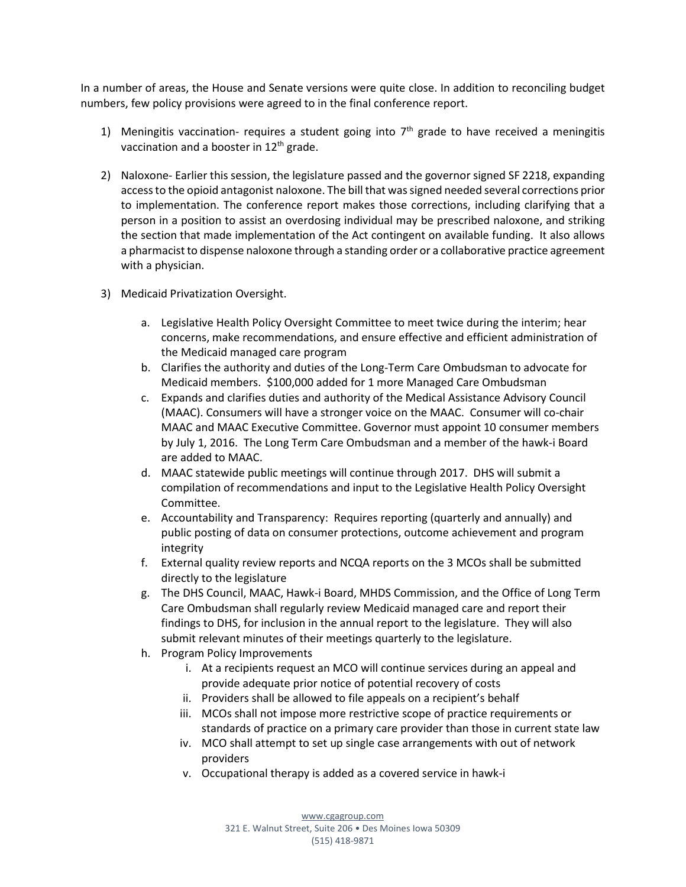In a number of areas, the House and Senate versions were quite close. In addition to reconciling budget numbers, few policy provisions were agreed to in the final conference report.

1) Meningitis vaccination- requires a student going into 7th grade to have received a meningitis vaccination and a booster in 12th grade.

2) Naloxone- Earlier this session, the legislature passed and the governor signed SF 2218, expanding access to the opioid antagonist naloxone. The bill that was signed needed several corrections prior to implementation. The conference report makes those corrections, including clarifying that a person in a position to assist an overdosing individual may be prescribed naloxone, and striking the section that made implementation of the Act contingent on available funding. It also allows a pharmacist to dispense naloxone through a standing order or a collaborative practice agreement with a physician.

3) Medicaid Privatization Oversight.

    a. Legislative Health Policy Oversight Committee to meet twice during the interim; hear concerns, make recommendations, and ensure effective and efficient administration of the Medicaid managed care program
    b. Clarifies the authority and duties of the Long-Term Care Ombudsman to advocate for Medicaid members. $100,000 added for 1 more Managed Care Ombudsman
    c. Expands and clarifies duties and authority of the Medical Assistance Advisory Council (MAAC). Consumers will have a stronger voice on the MAAC. Consumer will co-chair MAAC and MAAC Executive Committee. Governor must appoint 10 consumer members by July 1, 2016. The Long Term Care Ombudsman and a member of the hawk-i Board are added to MAAC.
    d. MAAC statewide public meetings will continue through 2017. DHS will submit a compilation of recommendations and input to the Legislative Health Policy Oversight Committee.
    e. Accountability and Transparency: Requires reporting (quarterly and annually) and public posting of data on consumer protections, outcome achievement and program integrity
    f. External quality review reports and NCQA reports on the 3 MCOs shall be submitted directly to the legislature
    g. The DHS Council, MAAC, Hawk-i Board, MHDS Commission, and the Office of Long Term Care Ombudsman shall regularly review Medicaid managed care and report their findings to DHS, for inclusion in the annual report to the legislature. They will also submit relevant minutes of their meetings quarterly to the legislature.
    h. Program Policy Improvements
        i. At a recipients request an MCO will continue services during an appeal and provide adequate prior notice of potential recovery of costs
        ii. Providers shall be allowed to file appeals on a recipient's behalf
        iii. MCOs shall not impose more restrictive scope of practice requirements or standards of practice on a primary care provider than those in current state law
        iv. MCO shall attempt to set up single case arrangements with out of network providers
        v. Occupational therapy is added as a covered service in hawk-i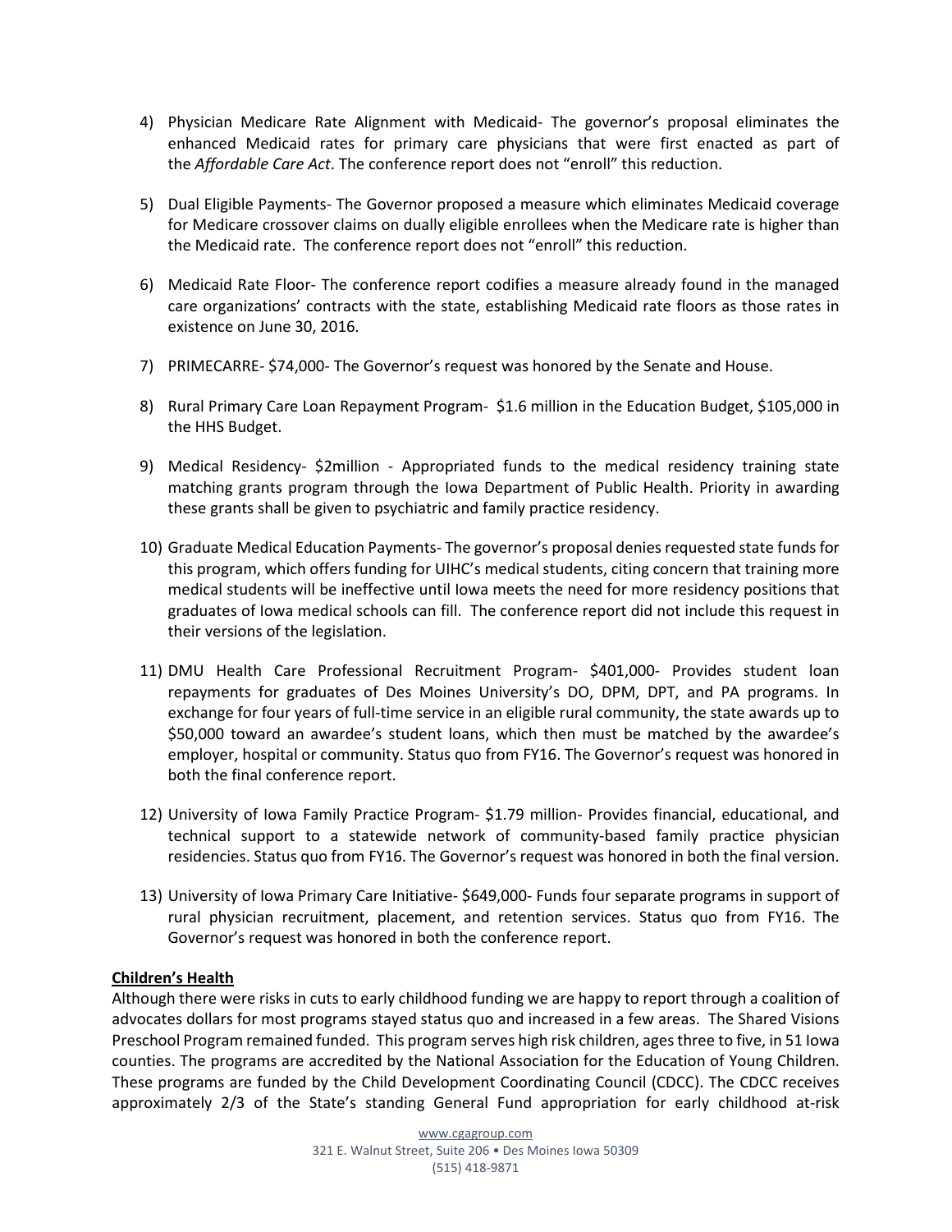4) Physician Medicare Rate Alignment with Medicaid- The governor's proposal eliminates the enhanced Medicaid rates for primary care physicians that were first enacted as part of the *Affordable Care Act*. The conference report does not "enroll" this reduction.

5) Dual Eligible Payments- The Governor proposed a measure which eliminates Medicaid coverage for Medicare crossover claims on dually eligible enrollees when the Medicare rate is higher than the Medicaid rate. The conference report does not "enroll" this reduction.

6) Medicaid Rate Floor- The conference report codifies a measure already found in the managed care organizations' contracts with the state, establishing Medicaid rate floors as those rates in existence on June 30, 2016.

7) PRIMECARRE- $74,000- The Governor's request was honored by the Senate and House.

8) Rural Primary Care Loan Repayment Program- $1.6 million in the Education Budget, $105,000 in the HHS Budget.

9) Medical Residency- $2million - Appropriated funds to the medical residency training state matching grants program through the Iowa Department of Public Health. Priority in awarding these grants shall be given to psychiatric and family practice residency.

10) Graduate Medical Education Payments- The governor's proposal denies requested state funds for this program, which offers funding for UIHC's medical students, citing concern that training more medical students will be ineffective until Iowa meets the need for more residency positions that graduates of Iowa medical schools can fill. The conference report did not include this request in their versions of the legislation.

11) DMU Health Care Professional Recruitment Program- $401,000- Provides student loan repayments for graduates of Des Moines University's DO, DPM, DPT, and PA programs. In exchange for four years of full-time service in an eligible rural community, the state awards up to $50,000 toward an awardee's student loans, which then must be matched by the awardee's employer, hospital or community. Status quo from FY16. The Governor's request was honored in both the final conference report.

12) University of Iowa Family Practice Program- $1.79 million- Provides financial, educational, and technical support to a statewide network of community-based family practice physician residencies. Status quo from FY16. The Governor's request was honored in both the final version.

13) University of Iowa Primary Care Initiative- $649,000- Funds four separate programs in support of rural physician recruitment, placement, and retention services. Status quo from FY16. The Governor's request was honored in both the conference report.

**Children's Health**

Although there were risks in cuts to early childhood funding we are happy to report through a coalition of advocates dollars for most programs stayed status quo and increased in a few areas. The Shared Visions Preschool Program remained funded. This program serves high risk children, ages three to five, in 51 Iowa counties. The programs are accredited by the National Association for the Education of Young Children. These programs are funded by the Child Development Coordinating Council (CDCC). The CDCC receives approximately 2/3 of the State's standing General Fund appropriation for early childhood at-risk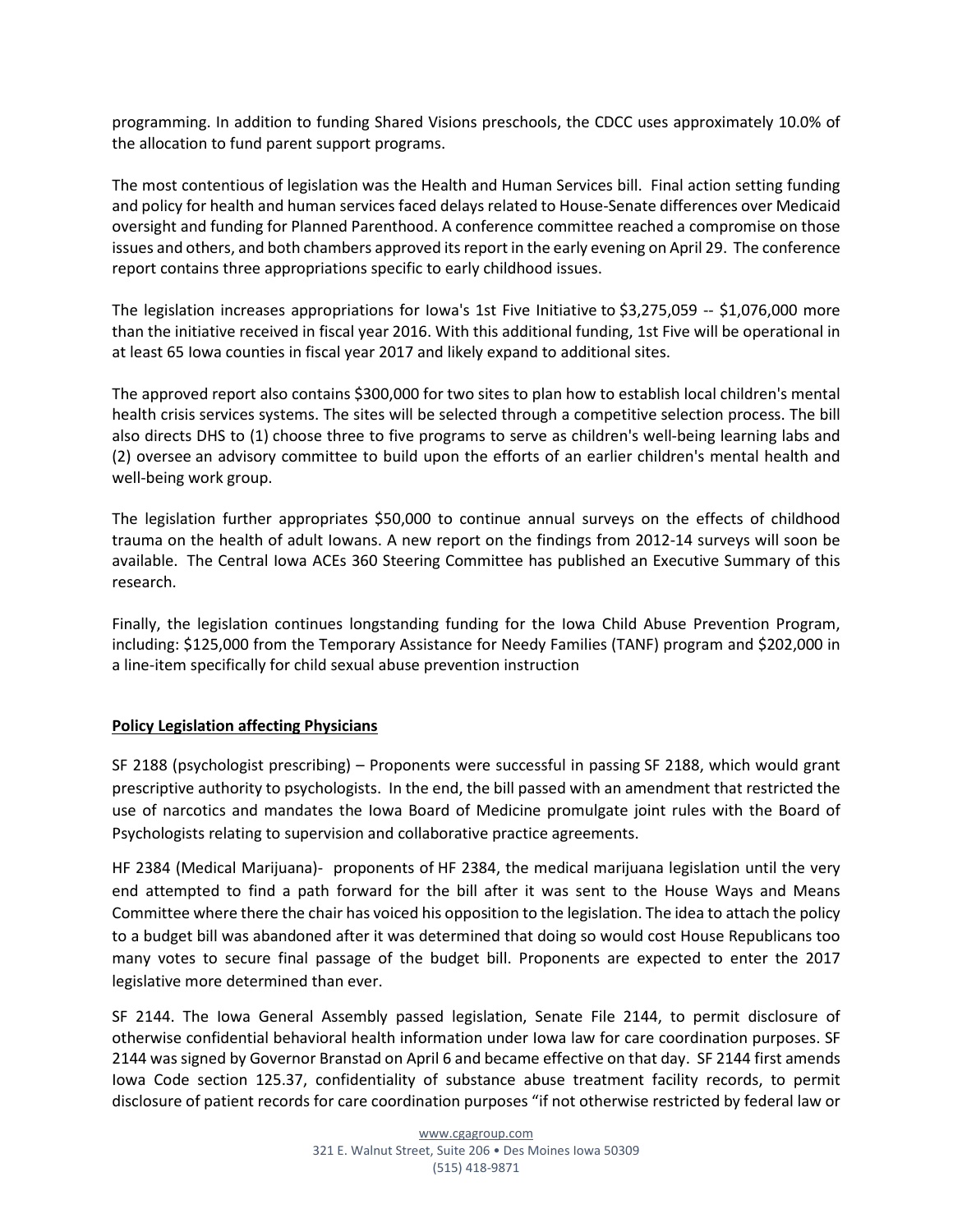programming. In addition to funding Shared Visions preschools, the CDCC uses approximately 10.0% of the allocation to fund parent support programs.

The most contentious of legislation was the Health and Human Services bill. Final action setting funding and policy for health and human services faced delays related to House-Senate differences over Medicaid oversight and funding for Planned Parenthood. A conference committee reached a compromise on those issues and others, and both chambers approved its report in the early evening on April 29. The conference report contains three appropriations specific to early childhood issues.

The legislation increases appropriations for Iowa's 1st Five Initiative to $3,275,059 -- $1,076,000 more than the initiative received in fiscal year 2016. With this additional funding, 1st Five will be operational in at least 65 Iowa counties in fiscal year 2017 and likely expand to additional sites.

The approved report also contains $300,000 for two sites to plan how to establish local children's mental health crisis services systems. The sites will be selected through a competitive selection process. The bill also directs DHS to (1) choose three to five programs to serve as children's well-being learning labs and (2) oversee an advisory committee to build upon the efforts of an earlier children's mental health and well-being work group.

The legislation further appropriates $50,000 to continue annual surveys on the effects of childhood trauma on the health of adult Iowans. A new report on the findings from 2012-14 surveys will soon be available. The Central Iowa ACEs 360 Steering Committee has published an Executive Summary of this research.

Finally, the legislation continues longstanding funding for the Iowa Child Abuse Prevention Program, including: $125,000 from the Temporary Assistance for Needy Families (TANF) program and $202,000 in a line-item specifically for child sexual abuse prevention instruction

**Policy Legislation affecting Physicians**

SF 2188 (psychologist prescribing) – Proponents were successful in passing SF 2188, which would grant prescriptive authority to psychologists. In the end, the bill passed with an amendment that restricted the use of narcotics and mandates the Iowa Board of Medicine promulgate joint rules with the Board of Psychologists relating to supervision and collaborative practice agreements.

HF 2384 (Medical Marijuana)- proponents of HF 2384, the medical marijuana legislation until the very end attempted to find a path forward for the bill after it was sent to the House Ways and Means Committee where there the chair has voiced his opposition to the legislation. The idea to attach the policy to a budget bill was abandoned after it was determined that doing so would cost House Republicans too many votes to secure final passage of the budget bill. Proponents are expected to enter the 2017 legislative more determined than ever.

SF 2144. The Iowa General Assembly passed legislation, Senate File 2144, to permit disclosure of otherwise confidential behavioral health information under Iowa law for care coordination purposes. SF 2144 was signed by Governor Branstad on April 6 and became effective on that day. SF 2144 first amends Iowa Code section 125.37, confidentiality of substance abuse treatment facility records, to permit disclosure of patient records for care coordination purposes "if not otherwise restricted by federal law or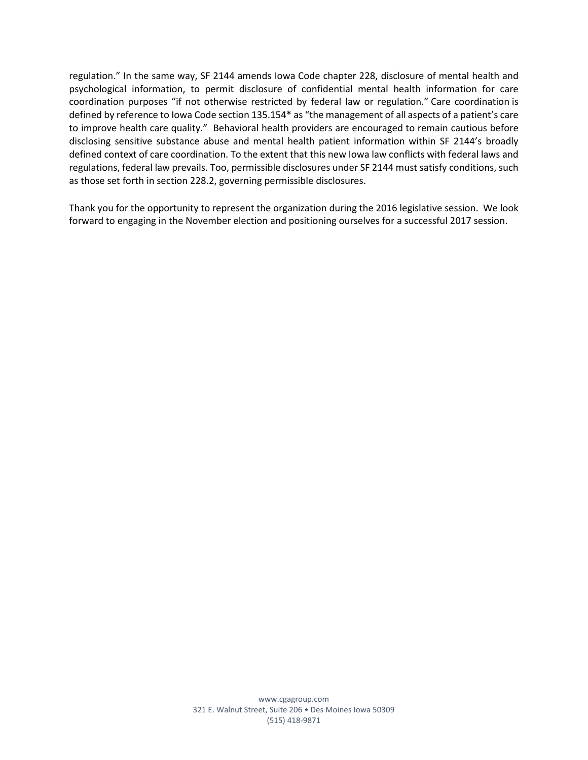regulation." In the same way, SF 2144 amends Iowa Code chapter 228, disclosure of mental health and psychological information, to permit disclosure of confidential mental health information for care coordination purposes "if not otherwise restricted by federal law or regulation." Care coordination is defined by reference to Iowa Code section 135.154* as "the management of all aspects of a patient's care to improve health care quality." Behavioral health providers are encouraged to remain cautious before disclosing sensitive substance abuse and mental health patient information within SF 2144's broadly defined context of care coordination. To the extent that this new Iowa law conflicts with federal laws and regulations, federal law prevails. Too, permissible disclosures under SF 2144 must satisfy conditions, such as those set forth in section 228.2, governing permissible disclosures.

Thank you for the opportunity to represent the organization during the 2016 legislative session. We look forward to engaging in the November election and positioning ourselves for a successful 2017 session.